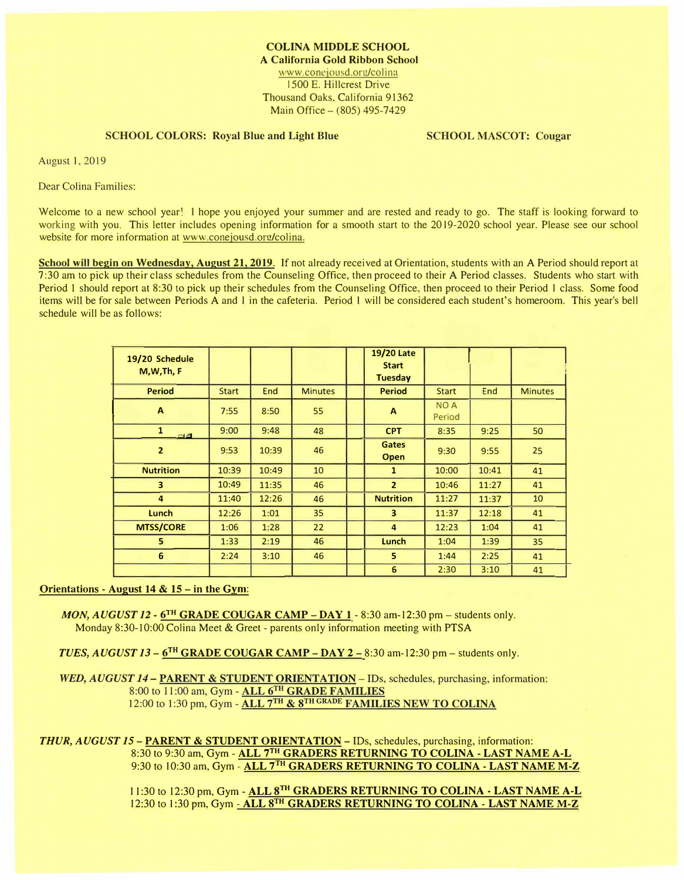**COLINA MIDDLE SCHOOL**
**A California Gold Ribbon School**
www.conejousd.org/colina
1500 E. Hillcrest Drive
Thousand Oaks, California 91362
Main Office – (805) 495-7429

**SCHOOL COLORS: Royal Blue and Light Blue** **SCHOOL MASCOT: Cougar**

August 1, 2019

Dear Colina Families:

Welcome to a new school year! I hope you enjoyed your summer and are rested and ready to go. The staff is looking forward to working with you. This letter includes opening information for a smooth start to the 2019-2020 school year. Please see our school website for more information at www.conejousd.org/colina.

**School will begin on Wednesday, August 21, 2019.** If not already received at Orientation, students with an A Period should report at 7:30 am to pick up their class schedules from the Counseling Office, then proceed to their A Period classes. Students who start with Period 1 should report at 8:30 to pick up their schedules from the Counseling Office, then proceed to their Period 1 class. Some food items will be for sale between Periods A and 1 in the cafeteria. Period 1 will be considered each student's homeroom. This year's bell schedule will be as follows:

| 19/20 Schedule M,W,Th, F | | | | | 19/20 Late Start Tuesday | | | |
|---|---|---|---|---|---|---|---|---|
| **Period** | Start | End | Minutes | | **Period** | Start | End | Minutes |
| **A** | 7:55 | 8:50 | 55 | | **A** | NO A Period | | |
| **1** | 9:00 | 9:48 | 48 | | **CPT** | 8:35 | 9:25 | 50 |
| **2** | 9:53 | 10:39 | 46 | | **Gates Open** | 9:30 | 9:55 | 25 |
| **Nutrition** | 10:39 | 10:49 | 10 | | **1** | 10:00 | 10:41 | 41 |
| **3** | 10:49 | 11:35 | 46 | | **2** | 10:46 | 11:27 | 41 |
| **4** | 11:40 | 12:26 | 46 | | **Nutrition** | 11:27 | 11:37 | 10 |
| **Lunch** | 12:26 | 1:01 | 35 | | **3** | 11:37 | 12:18 | 41 |
| **MTSS/CORE** | 1:06 | 1:28 | 22 | | **4** | 12:23 | 1:04 | 41 |
| **5** | 1:33 | 2:19 | 46 | | **Lunch** | 1:04 | 1:39 | 35 |
| **6** | 2:24 | 3:10 | 46 | | **5** | 1:44 | 2:25 | 41 |
| | | | | | **6** | 2:30 | 3:10 | 41 |

**Orientations - August 14 & 15 – in the Gym:**

***MON, AUGUST 12*** - **6TH GRADE COUGAR CAMP – DAY 1** - 8:30 am-12:30 pm – students only.
Monday 8:30-10:00 Colina Meet & Greet - parents only information meeting with PTSA

***TUES, AUGUST 13*** – **6TH GRADE COUGAR CAMP – DAY 2** – 8:30 am-12:30 pm – students only.

***WED, AUGUST 14*** – **PARENT & STUDENT ORIENTATION** – IDs, schedules, purchasing, information:
8:00 to 11:00 am, Gym - **ALL 6TH GRADE FAMILIES**
12:00 to 1:30 pm, Gym - **ALL 7TH & 8TH GRADE FAMILIES NEW TO COLINA**

***THUR, AUGUST 15*** – **PARENT & STUDENT ORIENTATION** – IDs, schedules, purchasing, information:
8:30 to 9:30 am, Gym - **ALL 7TH GRADERS RETURNING TO COLINA - LAST NAME A-L**
9:30 to 10:30 am, Gym - **ALL 7TH GRADERS RETURNING TO COLINA - LAST NAME M-Z**

11:30 to 12:30 pm, Gym - **ALL 8TH GRADERS RETURNING TO COLINA - LAST NAME A-L**
12:30 to 1:30 pm, Gym - **ALL 8TH GRADERS RETURNING TO COLINA - LAST NAME M-Z**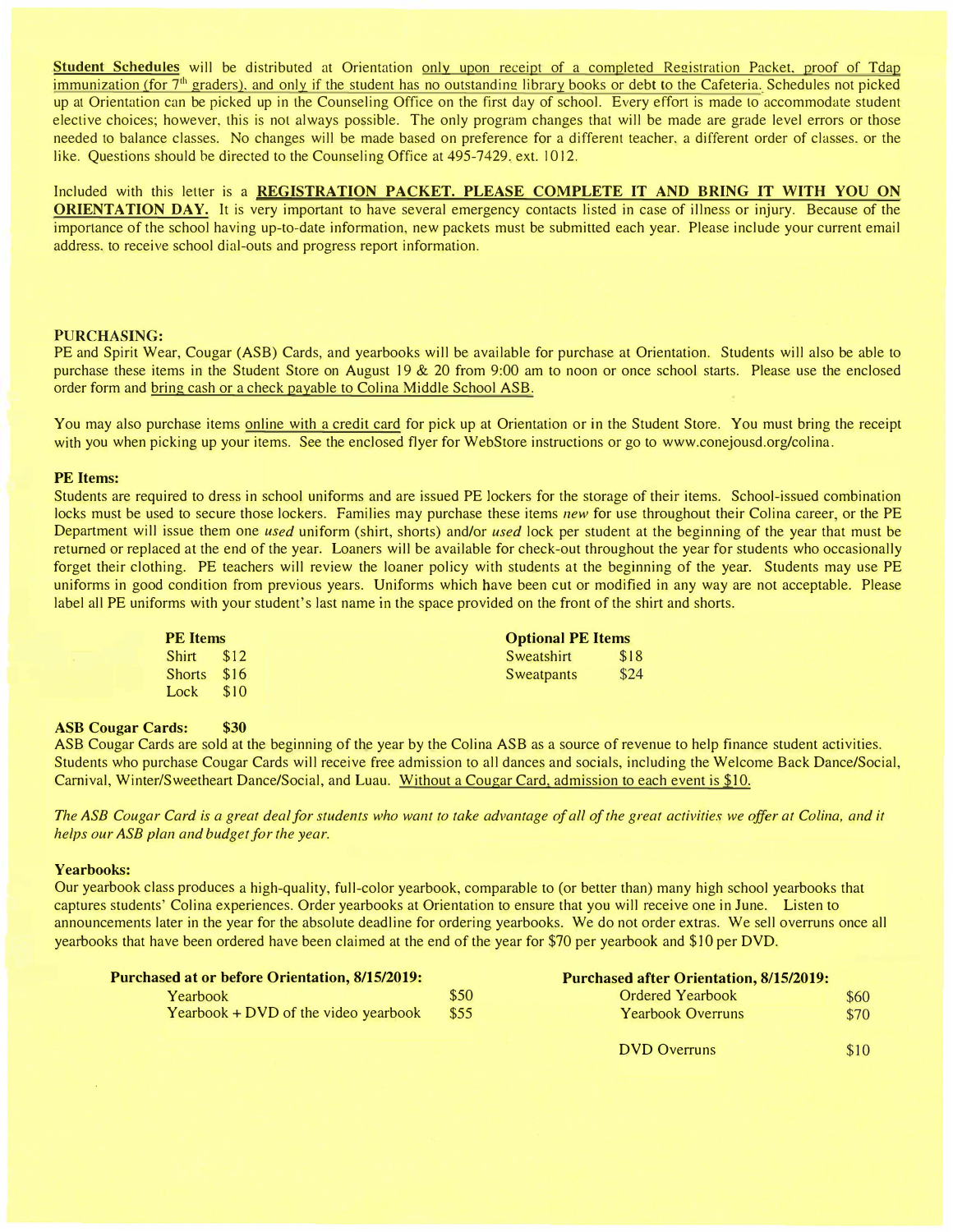**Student Schedules** will be distributed at Orientation only upon receipt of a completed Registration Packet, proof of Tdap immunization (for 7th graders), and only if the student has no outstanding library books or debt to the Cafeteria. Schedules not picked up at Orientation can be picked up in the Counseling Office on the first day of school. Every effort is made to accommodate student elective choices; however, this is not always possible. The only program changes that will be made are grade level errors or those needed to balance classes. No changes will be made based on preference for a different teacher, a different order of classes, or the like. Questions should be directed to the Counseling Office at 495-7429, ext. 1012.

Included with this letter is a **REGISTRATION PACKET. PLEASE COMPLETE IT AND BRING IT WITH YOU ON ORIENTATION DAY.** It is very important to have several emergency contacts listed in case of illness or injury. Because of the importance of the school having up-to-date information, new packets must be submitted each year. Please include your current email address, to receive school dial-outs and progress report information.

**PURCHASING:**

PE and Spirit Wear, Cougar (ASB) Cards, and yearbooks will be available for purchase at Orientation. Students will also be able to purchase these items in the Student Store on August 19 & 20 from 9:00 am to noon or once school starts. Please use the enclosed order form and bring cash or a check payable to Colina Middle School ASB.

You may also purchase items online with a credit card for pick up at Orientation or in the Student Store. You must bring the receipt with you when picking up your items. See the enclosed flyer for WebStore instructions or go to www.conejousd.org/colina.

**PE Items:**

Students are required to dress in school uniforms and are issued PE lockers for the storage of their items. School-issued combination locks must be used to secure those lockers. Families may purchase these items *new* for use throughout their Colina career, or the PE Department will issue them one *used* uniform (shirt, shorts) and/or *used* lock per student at the beginning of the year that must be returned or replaced at the end of the year. Loaners will be available for check-out throughout the year for students who occasionally forget their clothing. PE teachers will review the loaner policy with students at the beginning of the year. Students may use PE uniforms in good condition from previous years. Uniforms which have been cut or modified in any way are not acceptable. Please label all PE uniforms with your student's last name in the space provided on the front of the shirt and shorts.

| PE Items | |
|---|---|
| Shirt | $12 |
| Shorts | $16 |
| Lock | $10 |

| Optional PE Items | |
|---|---|
| Sweatshirt | $18 |
| Sweatpants | $24 |

**ASB Cougar Cards: $30**

ASB Cougar Cards are sold at the beginning of the year by the Colina ASB as a source of revenue to help finance student activities. Students who purchase Cougar Cards will receive free admission to all dances and socials, including the Welcome Back Dance/Social, Carnival, Winter/Sweetheart Dance/Social, and Luau. Without a Cougar Card, admission to each event is $10.

*The ASB Cougar Card is a great deal for students who want to take advantage of all of the great activities we offer at Colina, and it helps our ASB plan and budget for the year.*

**Yearbooks:**

Our yearbook class produces a high-quality, full-color yearbook, comparable to (or better than) many high school yearbooks that captures students' Colina experiences. Order yearbooks at Orientation to ensure that you will receive one in June. Listen to announcements later in the year for the absolute deadline for ordering yearbooks. We do not order extras. We sell overruns once all yearbooks that have been ordered have been claimed at the end of the year for $70 per yearbook and $10 per DVD.

| Purchased at or before Orientation, 8/15/2019: | |
|---|---|
| Yearbook | $50 |
| Yearbook + DVD of the video yearbook | $55 |

| Purchased after Orientation, 8/15/2019: | |
|---|---|
| Ordered Yearbook | $60 |
| Yearbook Overruns | $70 |
| DVD Overruns | $10 |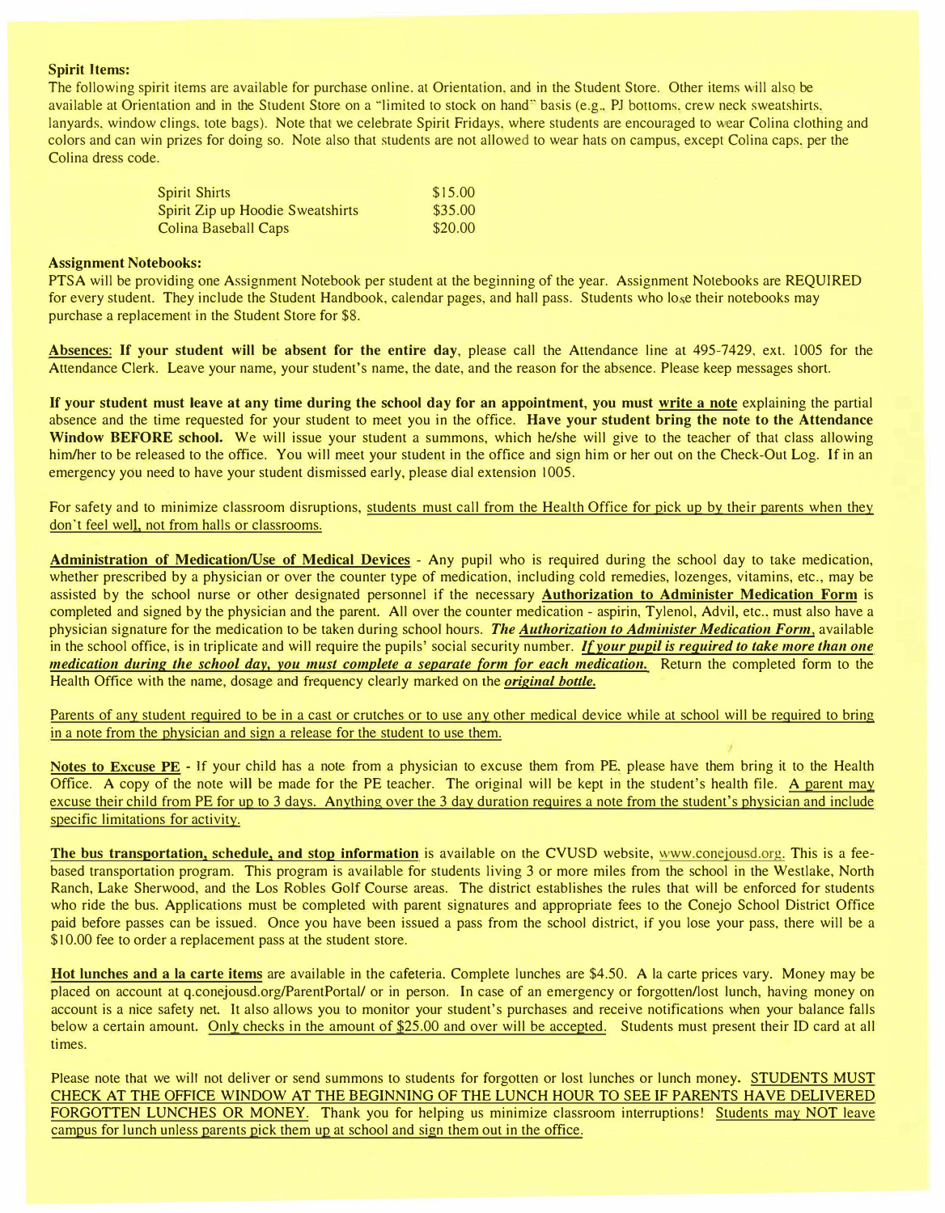**Spirit Items:**

The following spirit items are available for purchase online, at Orientation, and in the Student Store. Other items will also be available at Orientation and in the Student Store on a "limited to stock on hand" basis (e.g., PJ bottoms, crew neck sweatshirts, lanyards, window clings, tote bags). Note that we celebrate Spirit Fridays, where students are encouraged to wear Colina clothing and colors and can win prizes for doing so. Note also that students are not allowed to wear hats on campus, except Colina caps, per the Colina dress code.

| | |
|---|---|
| Spirit Shirts | $15.00 |
| Spirit Zip up Hoodie Sweatshirts | $35.00 |
| Colina Baseball Caps | $20.00 |

**Assignment Notebooks:**

PTSA will be providing one Assignment Notebook per student at the beginning of the year. Assignment Notebooks are REQUIRED for every student. They include the Student Handbook, calendar pages, and hall pass. Students who lose their notebooks may purchase a replacement in the Student Store for $8.

**Absences:** **If your student will be absent for the entire day**, please call the Attendance line at 495-7429, ext. 1005 for the Attendance Clerk. Leave your name, your student's name, the date, and the reason for the absence. Please keep messages short.

**If your student must leave at any time during the school day for an appointment, you must write a note** explaining the partial absence and the time requested for your student to meet you in the office. **Have your student bring the note to the Attendance Window BEFORE school.** We will issue your student a summons, which he/she will give to the teacher of that class allowing him/her to be released to the office. You will meet your student in the office and sign him or her out on the Check-Out Log. If in an emergency you need to have your student dismissed early, please dial extension 1005.

For safety and to minimize classroom disruptions, students must call from the Health Office for pick up by their parents when they don't feel well, not from halls or classrooms.

**Administration of Medication/Use of Medical Devices** - Any pupil who is required during the school day to take medication, whether prescribed by a physician or over the counter type of medication, including cold remedies, lozenges, vitamins, etc., may be assisted by the school nurse or other designated personnel if the necessary **Authorization to Administer Medication Form** is completed and signed by the physician and the parent. All over the counter medication - aspirin, Tylenol, Advil, etc., must also have a physician signature for the medication to be taken during school hours. ***The Authorization to Administer Medication Form,*** available in the school office, is in triplicate and will require the pupils' social security number. ***If your pupil is required to take more than one medication during the school day, you must complete a separate form for each medication.*** Return the completed form to the Health Office with the name, dosage and frequency clearly marked on the ***original bottle.***

Parents of any student required to be in a cast or crutches or to use any other medical device while at school will be required to bring in a note from the physician and sign a release for the student to use them.

**Notes to Excuse PE** - If your child has a note from a physician to excuse them from PE, please have them bring it to the Health Office. A copy of the note will be made for the PE teacher. The original will be kept in the student's health file. A parent may excuse their child from PE for up to 3 days. Anything over the 3 day duration requires a note from the student's physician and include specific limitations for activity.

**The bus transportation, schedule, and stop information** is available on the CVUSD website, www.conejousd.org. This is a fee-based transportation program. This program is available for students living 3 or more miles from the school in the Westlake, North Ranch, Lake Sherwood, and the Los Robles Golf Course areas. The district establishes the rules that will be enforced for students who ride the bus. Applications must be completed with parent signatures and appropriate fees to the Conejo School District Office paid before passes can be issued. Once you have been issued a pass from the school district, if you lose your pass, there will be a $10.00 fee to order a replacement pass at the student store.

**Hot lunches and a la carte items** are available in the cafeteria. Complete lunches are $4.50. A la carte prices vary. Money may be placed on account at q.conejousd.org/ParentPortal/ or in person. In case of an emergency or forgotten/lost lunch, having money on account is a nice safety net. It also allows you to monitor your student's purchases and receive notifications when your balance falls below a certain amount. Only checks in the amount of $25.00 and over will be accepted. Students must present their ID card at all times.

Please note that we will not deliver or send summons to students for forgotten or lost lunches or lunch money. STUDENTS MUST CHECK AT THE OFFICE WINDOW AT THE BEGINNING OF THE LUNCH HOUR TO SEE IF PARENTS HAVE DELIVERED FORGOTTEN LUNCHES OR MONEY. Thank you for helping us minimize classroom interruptions! Students may NOT leave campus for lunch unless parents pick them up at school and sign them out in the office.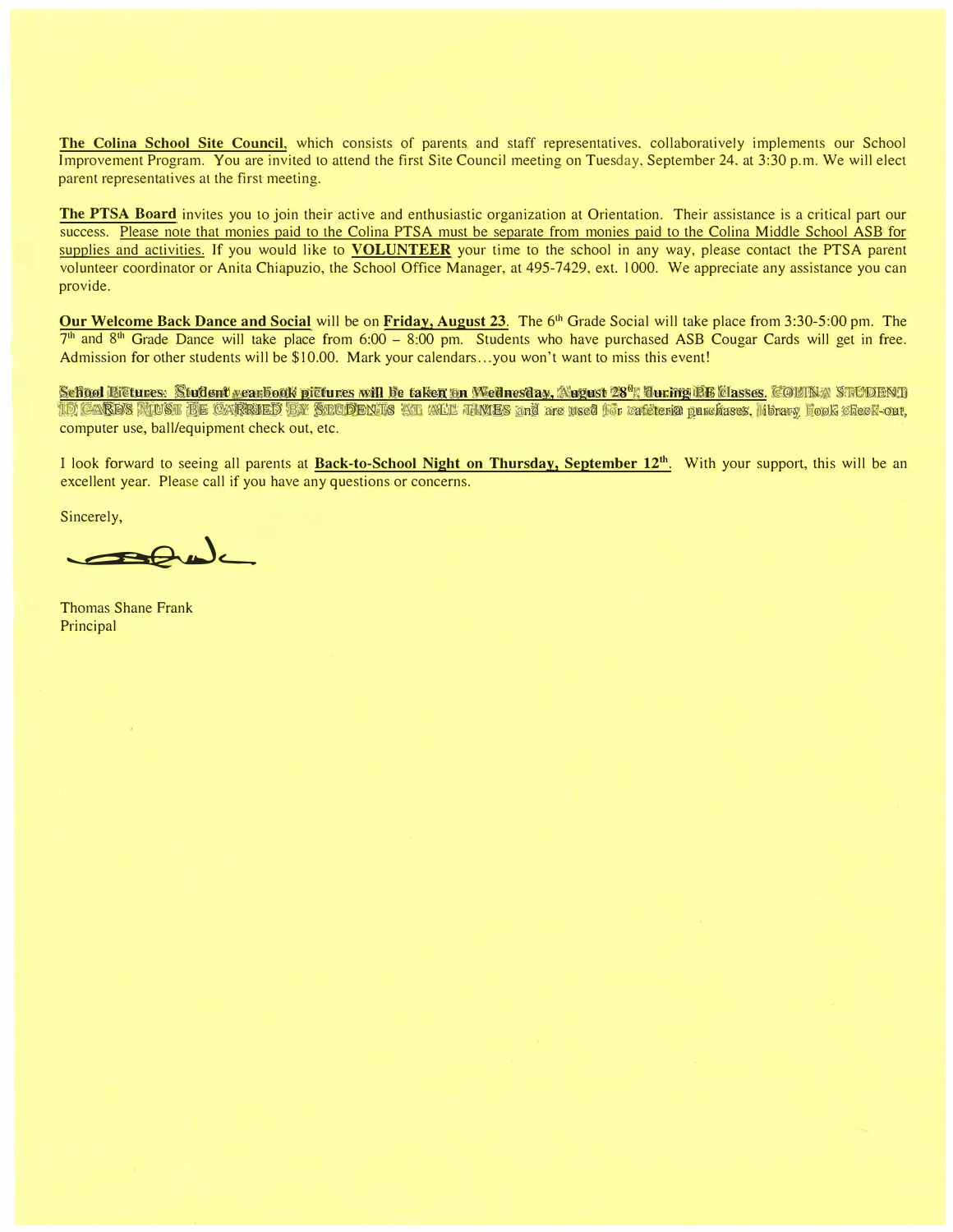**The Colina School Site Council**, which consists of parents and staff representatives, collaboratively implements our School Improvement Program. You are invited to attend the first Site Council meeting on Tuesday, September 24, at 3:30 p.m. We will elect parent representatives at the first meeting.

**The PTSA Board** invites you to join their active and enthusiastic organization at Orientation. Their assistance is a critical part our success. Please note that monies paid to the Colina PTSA must be separate from monies paid to the Colina Middle School ASB for supplies and activities. If you would like to **VOLUNTEER** your time to the school in any way, please contact the PTSA parent volunteer coordinator or Anita Chiapuzio, the School Office Manager, at 495-7429, ext. 1000. We appreciate any assistance you can provide.

**Our Welcome Back Dance and Social** will be on **Friday, August 23**. The 6th Grade Social will take place from 3:30-5:00 pm. The 7th and 8th Grade Dance will take place from 6:00 – 8:00 pm. Students who have purchased ASB Cougar Cards will get in free. Admission for other students will be $10.00. Mark your calendars…you won't want to miss this event!

**School Pictures: Student yearbook pictures will be taken on Wednesday, August 28th, during PE classes.** COLINA STUDENT ID CARDS MUST BE CARRIED BY STUDENTS AT ALL TIMES and are used for cafeteria purchases, library book check-out, computer use, ball/equipment check out, etc.

I look forward to seeing all parents at **Back-to-School Night on Thursday, September 12th**. With your support, this will be an excellent year. Please call if you have any questions or concerns.

Sincerely,

Thomas Shane Frank
Principal